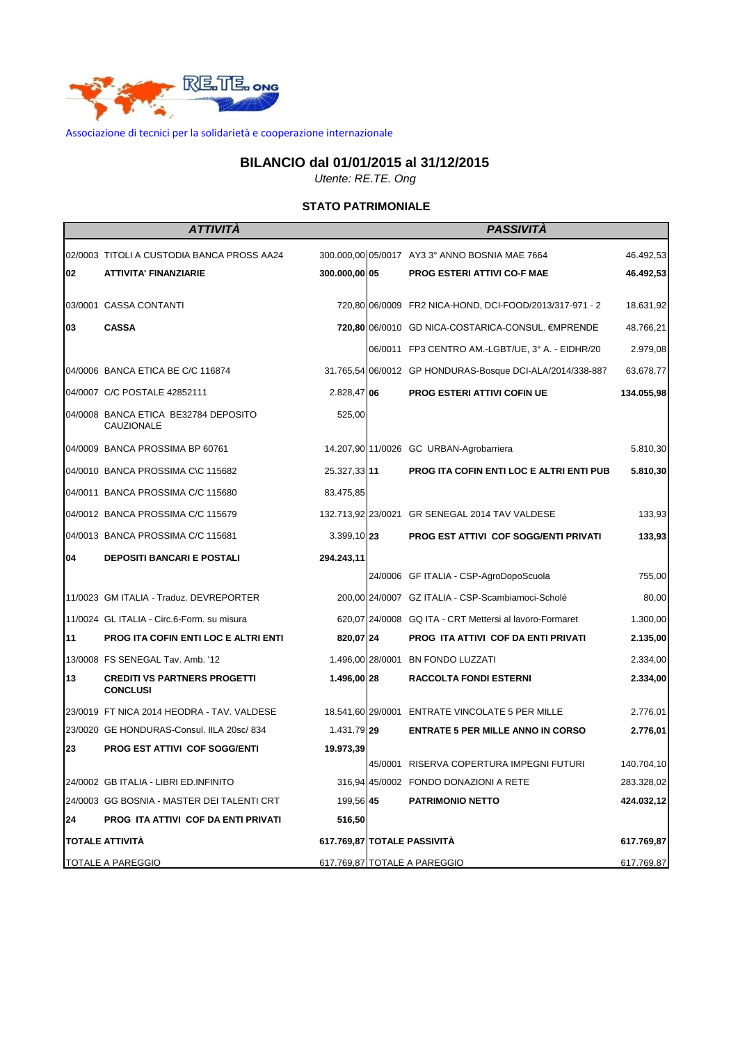RE.TE. ONG

Associazione di tecnici per la solidarietà e cooperazione internazionale

# BILANCIO dal 01/01/2015 al 31/12/2015

*Utente: RE.TE. Ong*

## STATO PATRIMONIALE

| ATTIVITÀ | | | PASSIVITÀ | | |
|---|---|---|---|---|---|
| 02/0003 | TITOLI A CUSTODIA BANCA PROSS AA24 | 300.000,00 | 05/0017 | AY3 3° ANNO BOSNIA MAE 7664 | 46.492,53 |
| **02** | **ATTIVITA' FINANZIARIE** | **300.000,00** | **05** | **PROG ESTERI ATTIVI CO-F MAE** | **46.492,53** |
| 03/0001 | CASSA CONTANTI | 720,80 | 06/0009 | FR2 NICA-HOND, DCI-FOOD/2013/317-971 - 2 | 18.631,92 |
| **03** | **CASSA** | **720,80** | 06/0010 | GD NICA-COSTARICA-CONSUL. €MPRENDE | 48.766,21 |
| | | | 06/0011 | FP3 CENTRO AM.-LGBT/UE, 3° A. - EIDHR/20 | 2.979,08 |
| 04/0006 | BANCA ETICA BE C/C 116874 | 31.765,54 | 06/0012 | GP HONDURAS-Bosque DCI-ALA/2014/338-887 | 63.678,77 |
| 04/0007 | C/C POSTALE 42852111 | 2.828,47 | **06** | **PROG ESTERI ATTIVI COFIN UE** | **134.055,98** |
| 04/0008 | BANCA ETICA BE32784 DEPOSITO CAUZIONALE | 525,00 | | | |
| 04/0009 | BANCA PROSSIMA BP 60761 | 14.207,90 | 11/0026 | GC URBAN-Agrobarriera | 5.810,30 |
| 04/0010 | BANCA PROSSIMA C\C 115682 | 25.327,33 | **11** | **PROG ITA COFIN ENTI LOC E ALTRI ENTI PUB** | **5.810,30** |
| 04/0011 | BANCA PROSSIMA C/C 115680 | 83.475,85 | | | |
| 04/0012 | BANCA PROSSIMA C/C 115679 | 132.713,92 | 23/0021 | GR SENEGAL 2014 TAV VALDESE | 133,93 |
| 04/0013 | BANCA PROSSIMA C/C 115681 | 3.399,10 | **23** | **PROG EST ATTIVI COF SOGG/ENTI PRIVATI** | **133,93** |
| **04** | **DEPOSITI BANCARI E POSTALI** | **294.243,11** | | | |
| | | | 24/0006 | GF ITALIA - CSP-AgroDopoScuola | 755,00 |
| 11/0023 | GM ITALIA - Traduz. DEVREPORTER | 200,00 | 24/0007 | GZ ITALIA - CSP-Scambiamoci-Scholé | 80,00 |
| 11/0024 | GL ITALIA - Circ.6-Form. su misura | 620,07 | 24/0008 | GQ ITA - CRT Mettersi al lavoro-Formaret | 1.300,00 |
| **11** | **PROG ITA COFIN ENTI LOC E ALTRI ENTI** | **820,07** | **24** | **PROG ITA ATTIVI COF DA ENTI PRIVATI** | **2.135,00** |
| 13/0008 | FS SENEGAL Tav. Amb. '12 | 1.496,00 | 28/0001 | BN FONDO LUZZATI | 2.334,00 |
| **13** | **CREDITI VS PARTNERS PROGETTI CONCLUSI** | **1.496,00** | **28** | **RACCOLTA FONDI ESTERNI** | **2.334,00** |
| 23/0019 | FT NICA 2014 HEODRA - TAV. VALDESE | 18.541,60 | 29/0001 | ENTRATE VINCOLATE 5 PER MILLE | 2.776,01 |
| 23/0020 | GE HONDURAS-Consul. IILA 20sc/ 834 | 1.431,79 | **29** | **ENTRATE 5 PER MILLE ANNO IN CORSO** | **2.776,01** |
| **23** | **PROG EST ATTIVI COF SOGG/ENTI** | **19.973,39** | | | |
| | | | 45/0001 | RISERVA COPERTURA IMPEGNI FUTURI | 140.704,10 |
| 24/0002 | GB ITALIA - LIBRI ED.INFINITO | 316,94 | 45/0002 | FONDO DONAZIONI A RETE | 283.328,02 |
| 24/0003 | GG BOSNIA - MASTER DEI TALENTI CRT | 199,56 | **45** | **PATRIMONIO NETTO** | **424.032,12** |
| **24** | **PROG ITA ATTIVI COF DA ENTI PRIVATI** | **516,50** | | | |
| **TOTALE ATTIVITÀ** | | **617.769,87** | **TOTALE PASSIVITÀ** | | **617.769,87** |
| TOTALE A PAREGGIO | | 617.769,87 | TOTALE A PAREGGIO | | 617.769,87 |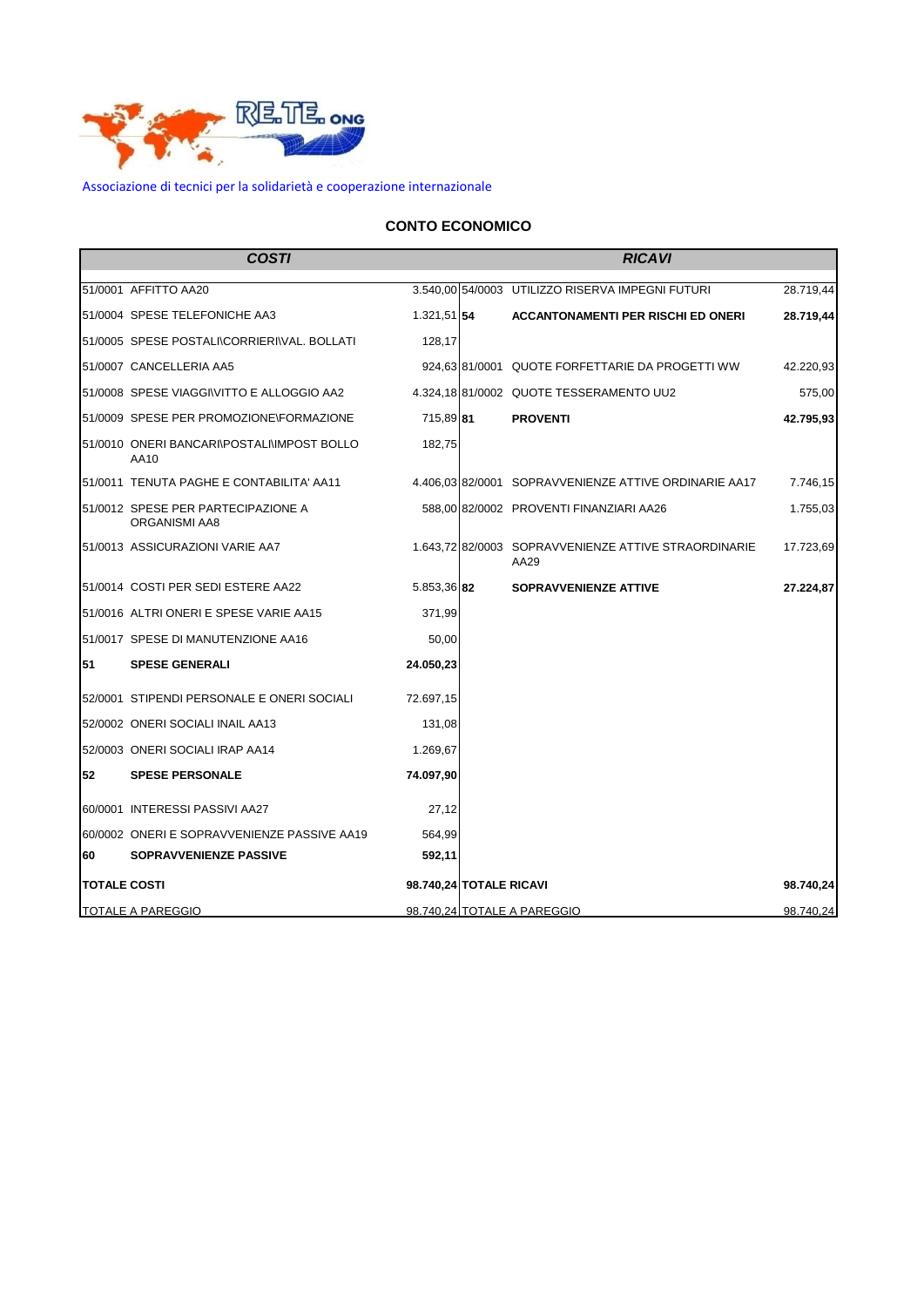Associazione di tecnici per la solidarietà e cooperazione internazionale

## CONTO ECONOMICO

| *COSTI* | | | *RICAVI* | | |
|---|---|---|---|---|---|
| 51/0001 | AFFITTO AA20 | 3.540,00 | 54/0003 | UTILIZZO RISERVA IMPEGNI FUTURI | 28.719,44 |
| 51/0004 | SPESE TELEFONICHE AA3 | 1.321,51 | **54** | **ACCANTONAMENTI PER RISCHI ED ONERI** | **28.719,44** |
| 51/0005 | SPESE POSTALI\CORRIERI\VAL. BOLLATI | 128,17 | | | |
| 51/0007 | CANCELLERIA AA5 | 924,63 | 81/0001 | QUOTE FORFETTARIE DA PROGETTI WW | 42.220,93 |
| 51/0008 | SPESE VIAGGI\VITTO E ALLOGGIO AA2 | 4.324,18 | 81/0002 | QUOTE TESSERAMENTO UU2 | 575,00 |
| 51/0009 | SPESE PER PROMOZIONE\FORMAZIONE | 715,89 | **81** | **PROVENTI** | **42.795,93** |
| 51/0010 | ONERI BANCARI\POSTALI\IMPOST BOLLO AA10 | 182,75 | | | |
| 51/0011 | TENUTA PAGHE E CONTABILITA' AA11 | 4.406,03 | 82/0001 | SOPRAVVENIENZE ATTIVE ORDINARIE AA17 | 7.746,15 |
| 51/0012 | SPESE PER PARTECIPAZIONE A ORGANISMI AA8 | 588,00 | 82/0002 | PROVENTI FINANZIARI AA26 | 1.755,03 |
| 51/0013 | ASSICURAZIONI VARIE AA7 | 1.643,72 | 82/0003 | SOPRAVVENIENZE ATTIVE STRAORDINARIE AA29 | 17.723,69 |
| 51/0014 | COSTI PER SEDI ESTERE AA22 | 5.853,36 | **82** | **SOPRAVVENIENZE ATTIVE** | **27.224,87** |
| 51/0016 | ALTRI ONERI E SPESE VARIE AA15 | 371,99 | | | |
| 51/0017 | SPESE DI MANUTENZIONE AA16 | 50,00 | | | |
| **51** | **SPESE GENERALI** | **24.050,23** | | | |
| 52/0001 | STIPENDI PERSONALE E ONERI SOCIALI | 72.697,15 | | | |
| 52/0002 | ONERI SOCIALI INAIL AA13 | 131,08 | | | |
| 52/0003 | ONERI SOCIALI IRAP AA14 | 1.269,67 | | | |
| **52** | **SPESE PERSONALE** | **74.097,90** | | | |
| 60/0001 | INTERESSI PASSIVI AA27 | 27,12 | | | |
| 60/0002 | ONERI E SOPRAVVENIENZE PASSIVE AA19 | 564,99 | | | |
| **60** | **SOPRAVVENIENZE PASSIVE** | **592,11** | | | |
| **TOTALE COSTI** | | **98.740,24** | **TOTALE RICAVI** | | **98.740,24** |
| TOTALE A PAREGGIO | | 98.740,24 | TOTALE A PAREGGIO | | 98.740,24 |